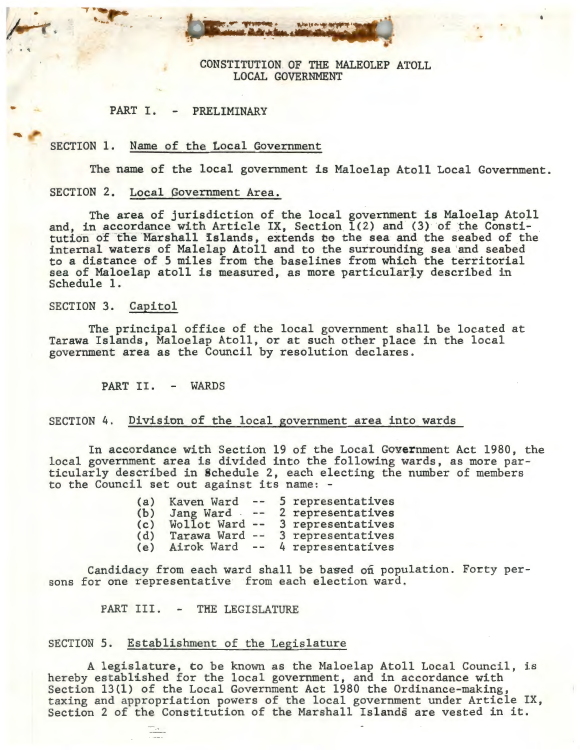# CONSTITUTION OF THE MALEOLEP ATOLL LOCAL GOVERNMENT

## PART I. - PRELIMINARY

### SECTION 1. Name of the Local Government

The name of the local government is Maloelap Atoll Local Government.

### SECTION 2. Local Government Area.

The area of jurisdiction of the local government is Maloelap Atoll and, in accordance with Article IX, Section 1(2) and (3) of the Constitution of the Marshall Islands, extends to the sea and the seabed of the internal waters of Malelap Atoll and to the surrounding sea and seabed to a distance of 5 miles from the baselines from which the territorial sea of Maloelap atoll is measured, as more particularly described in Schedule 1.

### SECTION 3. Capitol

The principal office of the local government shall be located at Tarawa Islands, Maloelap Atoll, or at such other place in the local government area as the Council by resolution declares.

## PART II. - WARDS

### SECTION 4. Division of the local government area into wards

In accordance with Section 19 of the Local Government Act 1980, the local government area is divided into the following wards, as more particularly described in Schedule 2, each electing the number of members to the Council set out against its name: -

(a) Kaven Ward -- 5 representatives
(b) Jang Ward -- 2 representatives
(c) Wollot Ward -- 3 representatives
(d) Tarawa Ward -- 3 representatives
(e) Airok Ward -- 4 representatives

Candidacy from each ward shall be based on population. Forty persons for one representative from each election ward.

## PART III. - THE LEGISLATURE

### SECTION 5. Establishment of the Legislature

A legislature, to be known as the Maloelap Atoll Local Council, is hereby established for the local government, and in accordance with Section 13(1) of the Local Government Act 1980 the Ordinance-making, taxing and appropriation powers of the local government under Article IX, Section 2 of the Constitution of the Marshall Islands are vested in it.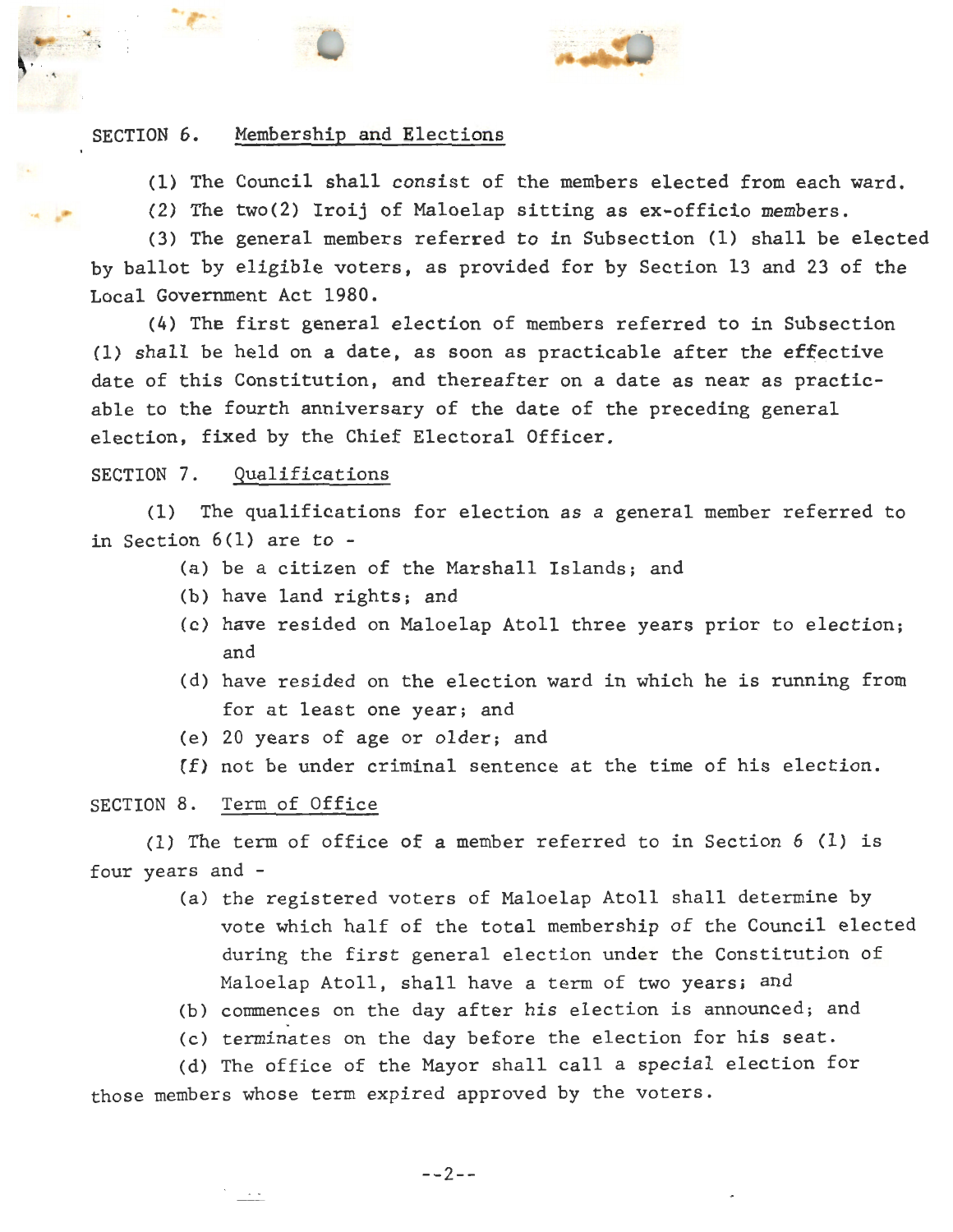## SECTION 6. Membership and Elections

(1) The Council shall consist of the members elected from each ward.

(2) The two(2) Iroij of Maloelap sitting as ex-officio members.

(3) The general members referred to in Subsection (1) shall be elected by ballot by eligible voters, as provided for by Section 13 and 23 of the Local Government Act 1980.

(4) The first general election of members referred to in Subsection (1) shall be held on a date, as soon as practicable after the effective date of this Constitution, and thereafter on a date as near as practicable to the fourth anniversary of the date of the preceding general election, fixed by the Chief Electoral Officer.

## SECTION 7. Qualifications

(1) The qualifications for election as a general member referred to in Section 6(1) are to -

- (a) be a citizen of the Marshall Islands; and
- (b) have land rights; and
- (c) have resided on Maloelap Atoll three years prior to election; and
- (d) have resided on the election ward in which he is running from for at least one year; and
- (e) 20 years of age or older; and
- (f) not be under criminal sentence at the time of his election.

## SECTION 8. Term of Office

(1) The term of office of a member referred to in Section 6 (1) is four years and -

- (a) the registered voters of Maloelap Atoll shall determine by vote which half of the total membership of the Council elected during the first general election under the Constitution of Maloelap Atoll, shall have a term of two years; and
- (b) commences on the day after his election is announced; and
- (c) terminates on the day before the election for his seat.

(d) The office of the Mayor shall call a special election for those members whose term expired approved by the voters.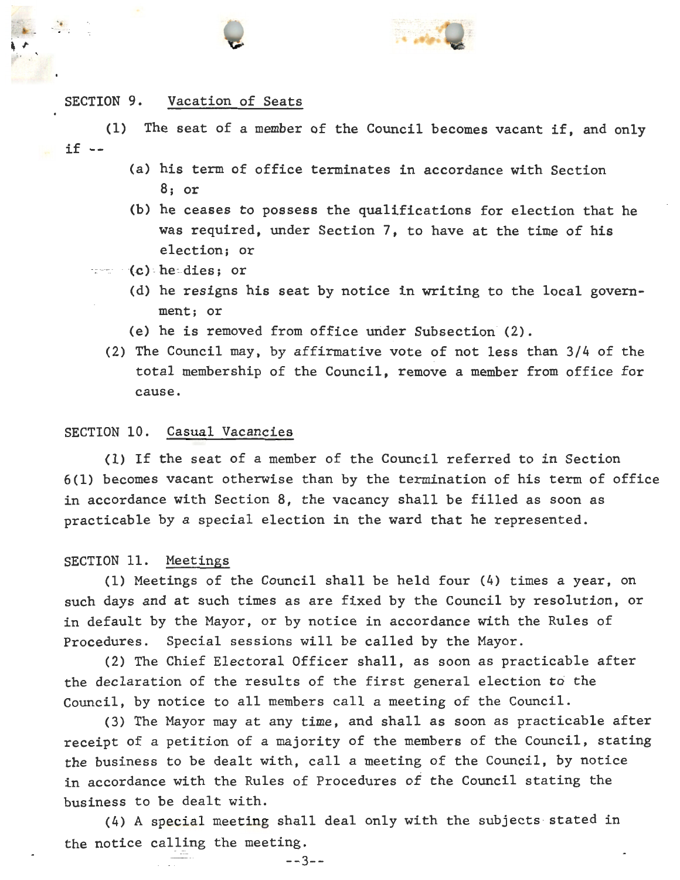## SECTION 9. Vacation of Seats

(1) The seat of a member of the Council becomes vacant if, and only if --

- (a) his term of office terminates in accordance with Section 8; or
- (b) he ceases to possess the qualifications for election that he was required, under Section 7, to have at the time of his election; or
- (c) he dies; or
- (d) he resigns his seat by notice in writing to the local government; or
- (e) he is removed from office under Subsection (2).

(2) The Council may, by affirmative vote of not less than 3/4 of the total membership of the Council, remove a member from office for cause.

## SECTION 10. Casual Vacancies

(1) If the seat of a member of the Council referred to in Section 6(1) becomes vacant otherwise than by the termination of his term of office in accordance with Section 8, the vacancy shall be filled as soon as practicable by a special election in the ward that he represented.

## SECTION 11. Meetings

(1) Meetings of the Council shall be held four (4) times a year, on such days and at such times as are fixed by the Council by resolution, or in default by the Mayor, or by notice in accordance with the Rules of Procedures. Special sessions will be called by the Mayor.

(2) The Chief Electoral Officer shall, as soon as practicable after the declaration of the results of the first general election to the Council, by notice to all members call a meeting of the Council.

(3) The Mayor may at any time, and shall as soon as practicable after receipt of a petition of a majority of the members of the Council, stating the business to be dealt with, call a meeting of the Council, by notice in accordance with the Rules of Procedures of the Council stating the business to be dealt with.

(4) A special meeting shall deal only with the subjects stated in the notice calling the meeting.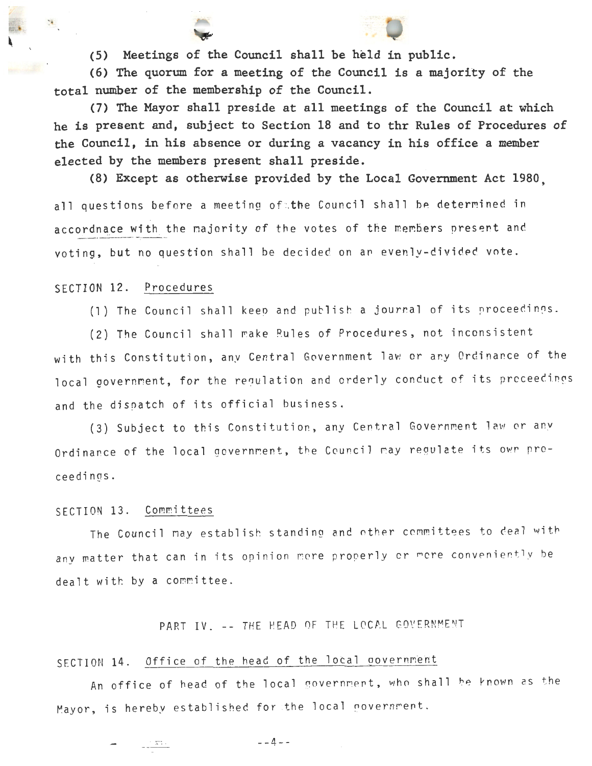(5) Meetings of the Council shall be held in public.

(6) The quorum for a meeting of the Council is a majority of the total number of the membership of the Council.

(7) The Mayor shall preside at all meetings of the Council at which he is present and, subject to Section 18 and to thr Rules of Procedures of the Council, in his absence or during a vacancy in his office a member elected by the members present shall preside.

(8) Except as otherwise provided by the Local Government Act 1980, all questions before a meeting of the Council shall be determined in accordnace with the majority of the votes of the members present and voting, but no question shall be decided on an evenly-divided vote.

SECTION 12. Procedures

(1) The Council shall keep and publish a journal of its proceedings.

(2) The Council shall make Rules of Procedures, not inconsistent with this Constitution, any Central Government law or any Ordinance of the local government, for the regulation and orderly conduct of its proceedings and the dispatch of its official business.

(3) Subject to this Constitution, any Central Government law or any Ordinance of the local government, the Council may regulate its own proceedings.

SECTION 13. Committees

The Council may establish standing and other committees to deal with any matter that can in its opinion more properly or more conveniently be dealt with by a committee.

## PART IV. -- THE HEAD OF THE LOCAL GOVERNMENT

SECTION 14. Office of the head of the local government

An office of head of the local government, who shall be known as the Mayor, is hereby established for the local government.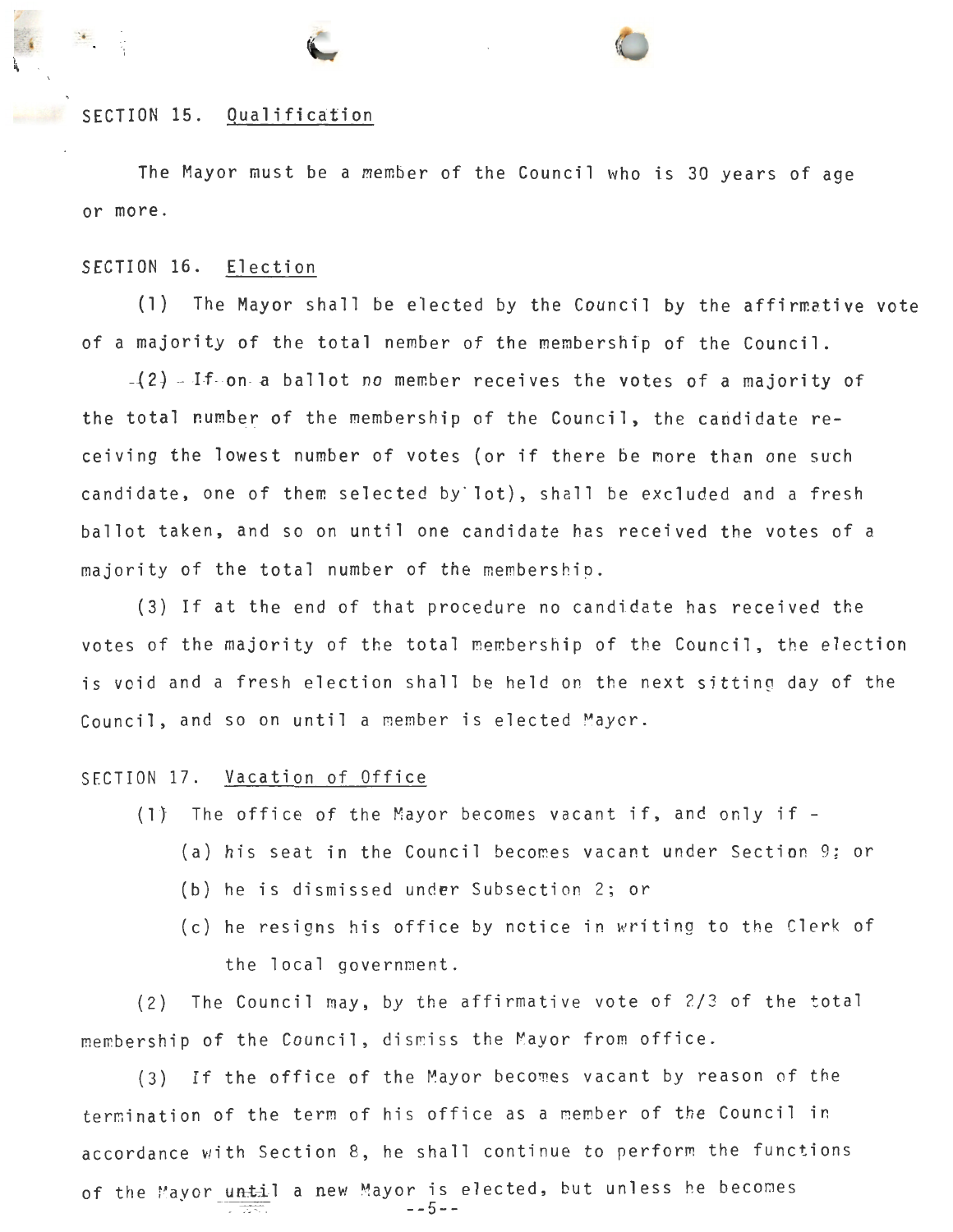SECTION 15. Qualification

The Mayor must be a member of the Council who is 30 years of age or more.

SECTION 16. Election

(1) The Mayor shall be elected by the Council by the affirmative vote of a majority of the total nember of the membership of the Council.

(2) If on a ballot no member receives the votes of a majority of the total number of the membership of the Council, the candidate receiving the lowest number of votes (or if there be more than one such candidate, one of them selected by lot), shall be excluded and a fresh ballot taken, and so on until one candidate has received the votes of a majority of the total number of the membership.

(3) If at the end of that procedure no candidate has received the votes of the majority of the total membership of the Council, the election is void and a fresh election shall be held on the next sitting day of the Council, and so on until a member is elected Mayor.

SECTION 17. Vacation of Office

(1) The office of the Mayor becomes vacant if, and only if -

(a) his seat in the Council becomes vacant under Section 9; or

(b) he is dismissed under Subsection 2; or

(c) he resigns his office by notice in writing to the Clerk of the local government.

(2) The Council may, by the affirmative vote of 2/3 of the total membership of the Council, dismiss the Mayor from office.

(3) If the office of the Mayor becomes vacant by reason of the termination of the term of his office as a member of the Council in accordance with Section 8, he shall continue to perform the functions of the Mayor until a new Mayor is elected, but unless he becomes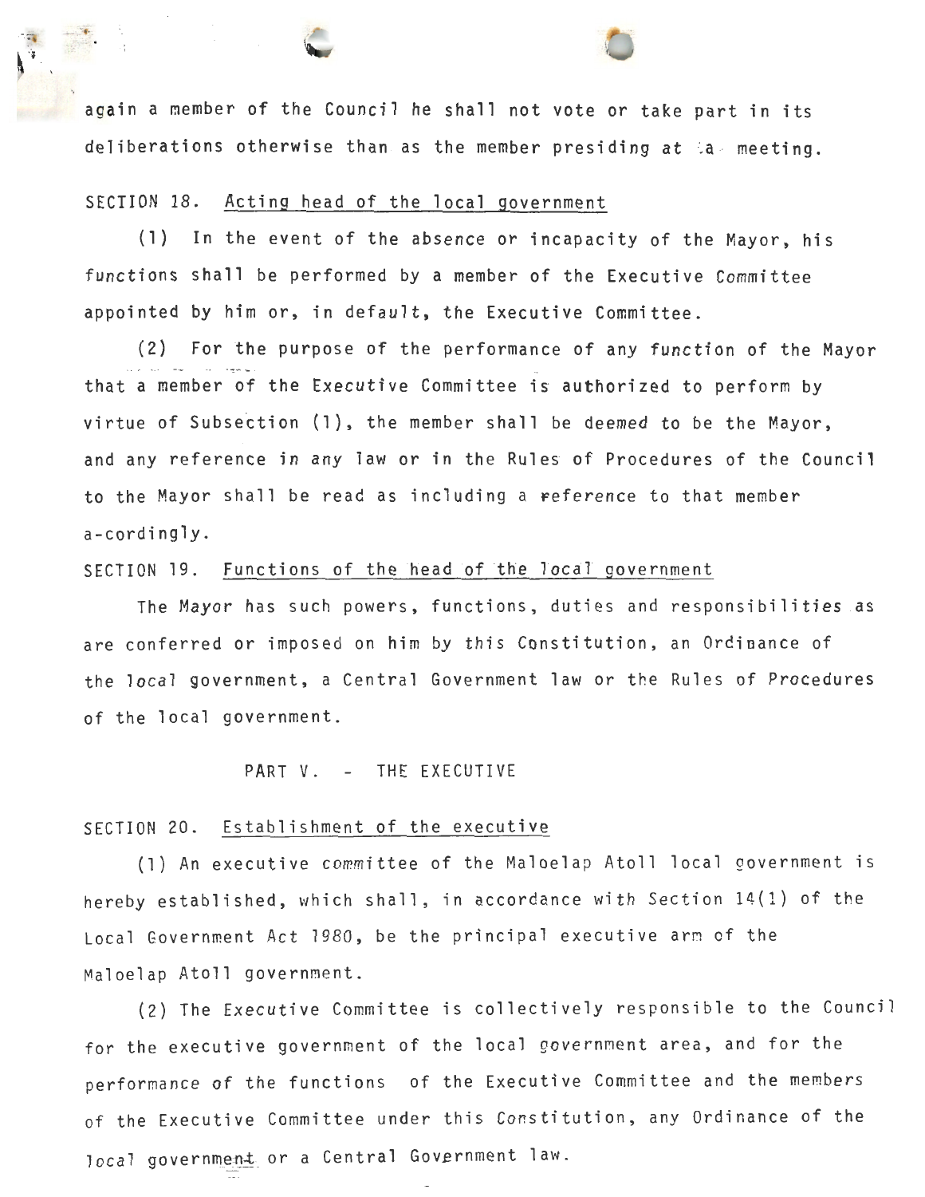again a member of the Council he shall not vote or take part in its deliberations otherwise than as the member presiding at a meeting.

SECTION 18. Acting head of the local government

(1) In the event of the absence or incapacity of the Mayor, his functions shall be performed by a member of the Executive Committee appointed by him or, in default, the Executive Committee.

(2) For the purpose of the performance of any function of the Mayor that a member of the Executive Committee is authorized to perform by virtue of Subsection (1), the member shall be deemed to be the Mayor, and any reference in any law or in the Rules of Procedures of the Council to the Mayor shall be read as including a reference to that member a-cordingly.

SECTION 19. Functions of the head of the local government

The Mayor has such powers, functions, duties and responsibilities as are conferred or imposed on him by this Constitution, an Ordinance of the local government, a Central Government law or the Rules of Procedures of the local government.

PART V. - THE EXECUTIVE

SECTION 20. Establishment of the executive

(1) An executive committee of the Maloelap Atoll local government is hereby established, which shall, in accordance with Section 14(1) of the Local Government Act 1980, be the principal executive arm of the Maloelap Atoll government.

(2) The Executive Committee is collectively responsible to the Council for the executive government of the local government area, and for the performance of the functions of the Executive Committee and the members of the Executive Committee under this Constitution, any Ordinance of the local government or a Central Government law.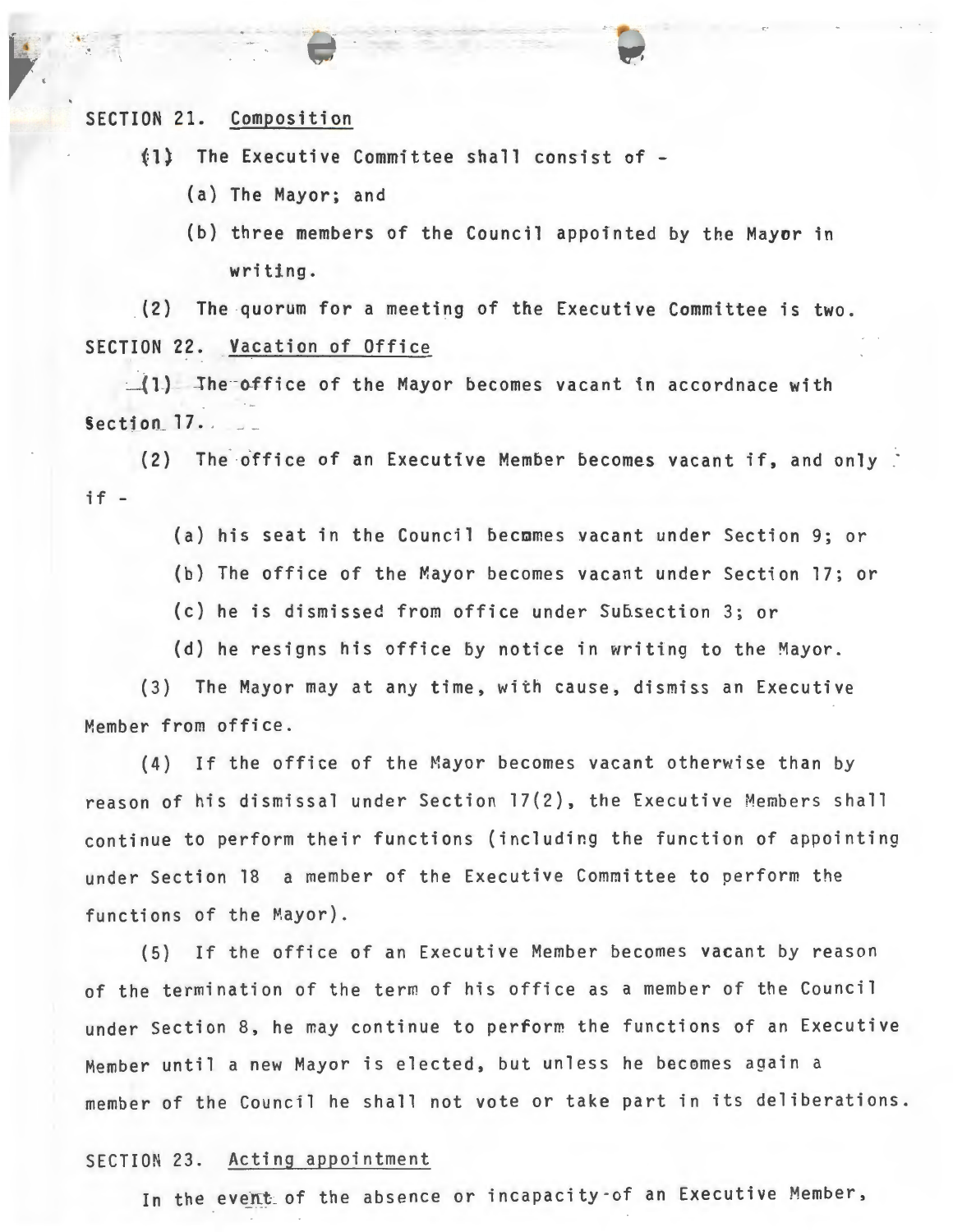SECTION 21. Composition

(1) The Executive Committee shall consist of -

(a) The Mayor; and

(b) three members of the Council appointed by the Mayor in writing.

(2) The quorum for a meeting of the Executive Committee is two.

SECTION 22. Vacation of Office

(1) The office of the Mayor becomes vacant in accordnace with Section 17.

(2) The office of an Executive Member becomes vacant if, and only if -

(a) his seat in the Council becomes vacant under Section 9; or

(b) The office of the Mayor becomes vacant under Section 17; or

(c) he is dismissed from office under Subsection 3; or

(d) he resigns his office by notice in writing to the Mayor.

(3) The Mayor may at any time, with cause, dismiss an Executive Member from office.

(4) If the office of the Mayor becomes vacant otherwise than by reason of his dismissal under Section 17(2), the Executive Members shall continue to perform their functions (including the function of appointing under Section 18 a member of the Executive Committee to perform the functions of the Mayor).

(5) If the office of an Executive Member becomes vacant by reason of the termination of the term of his office as a member of the Council under Section 8, he may continue to perform the functions of an Executive Member until a new Mayor is elected, but unless he becomes again a member of the Council he shall not vote or take part in its deliberations.

SECTION 23. Acting appointment

In the event of the absence or incapacity of an Executive Member,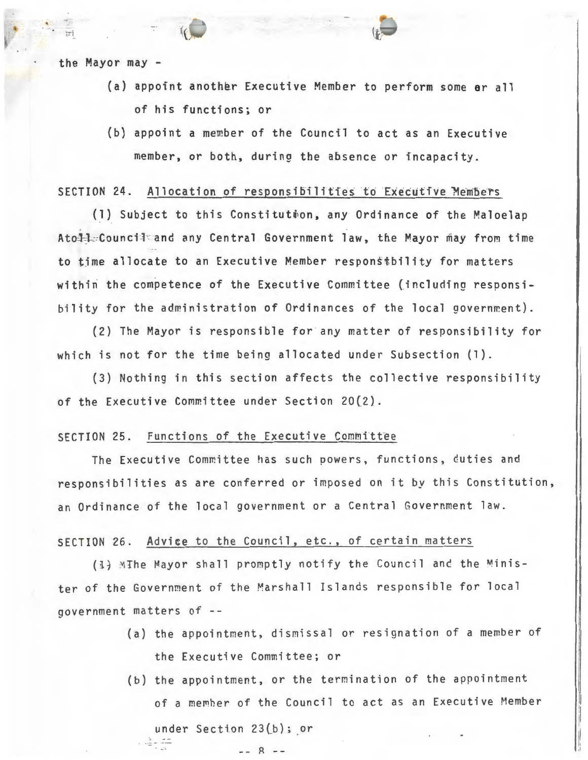the Mayor may -

(a) appoint another Executive Member to perform some or all of his functions; or

(b) appoint a member of the Council to act as an Executive member, or both, during the absence or incapacity.

SECTION 24. Allocation of responsibilities to Executive Members

(1) Subject to this Constitution, any Ordinance of the Maloelap Atoll Council and any Central Government law, the Mayor may from time to time allocate to an Executive Member responsibility for matters within the competence of the Executive Committee (including responsibility for the administration of Ordinances of the local government).

(2) The Mayor is responsible for any matter of responsibility for which is not for the time being allocated under Subsection (1).

(3) Nothing in this section affects the collective responsibility of the Executive Committee under Section 20(2).

SECTION 25. Functions of the Executive Committee

The Executive Committee has such powers, functions, duties and responsibilities as are conferred or imposed on it by this Constitution, an Ordinance of the local government or a Central Government law.

SECTION 26. Advice to the Council, etc., of certain matters

(1) The Mayor shall promptly notify the Council and the Minister of the Government of the Marshall Islands responsible for local government matters of --

(a) the appointment, dismissal or resignation of a member of the Executive Committee; or

(b) the appointment, or the termination of the appointment of a member of the Council to act as an Executive Member under Section 23(b); or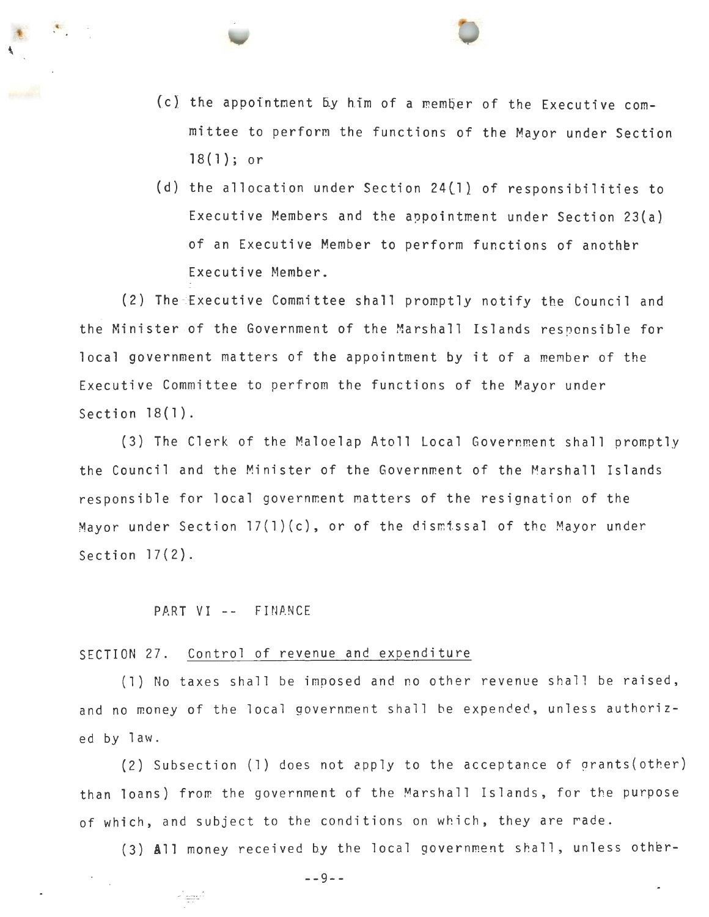(c) the appointment by him of a member of the Executive committee to perform the functions of the Mayor under Section 18(1); or

(d) the allocation under Section 24(1) of responsibilities to Executive Members and the appointment under Section 23(a) of an Executive Member to perform functions of another Executive Member.

(2) The Executive Committee shall promptly notify the Council and the Minister of the Government of the Marshall Islands responsible for local government matters of the appointment by it of a member of the Executive Committee to perfrom the functions of the Mayor under Section 18(1).

(3) The Clerk of the Maloelap Atoll Local Government shall promptly the Council and the Minister of the Government of the Marshall Islands responsible for local government matters of the resignation of the Mayor under Section 17(1)(c), or of the dismissal of the Mayor under Section 17(2).

## PART VI -- FINANCE

### SECTION 27. Control of revenue and expenditure

(1) No taxes shall be imposed and no other revenue shall be raised, and no money of the local government shall be expended, unless authorized by law.

(2) Subsection (1) does not apply to the acceptance of grants(other) than loans) from the government of the Marshall Islands, for the purpose of which, and subject to the conditions on which, they are made.

(3) All money received by the local government shall, unless other-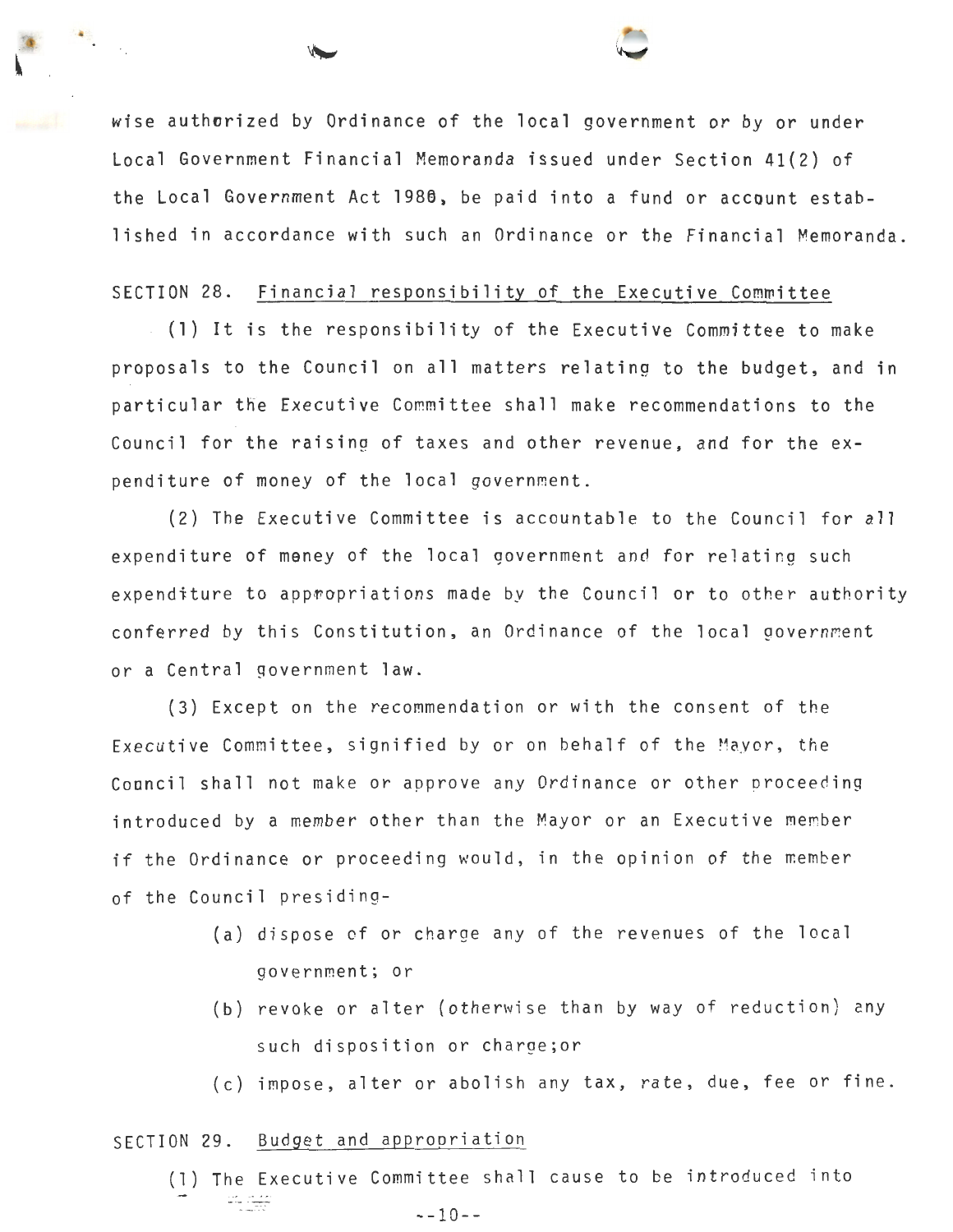wise authorized by Ordinance of the local government or by or under Local Government Financial Memoranda issued under Section 41(2) of the Local Government Act 1980, be paid into a fund or account established in accordance with such an Ordinance or the Financial Memoranda.

SECTION 28. Financial responsibility of the Executive Committee

(1) It is the responsibility of the Executive Committee to make proposals to the Council on all matters relating to the budget, and in particular the Executive Committee shall make recommendations to the Council for the raising of taxes and other revenue, and for the expenditure of money of the local government.

(2) The Executive Committee is accountable to the Council for all expenditure of money of the local government and for relating such expenditure to appropriations made by the Council or to other authority conferred by this Constitution, an Ordinance of the local government or a Central government law.

(3) Except on the recommendation or with the consent of the Executive Committee, signified by or on behalf of the Mayor, the Council shall not make or approve any Ordinance or other proceeding introduced by a member other than the Mayor or an Executive member if the Ordinance or proceeding would, in the opinion of the member of the Council presiding-

(a) dispose of or charge any of the revenues of the local government; or

(b) revoke or alter (otherwise than by way of reduction) any such disposition or charge;or

(c) impose, alter or abolish any tax, rate, due, fee or fine.

SECTION 29. Budget and appropriation

(1) The Executive Committee shall cause to be introduced into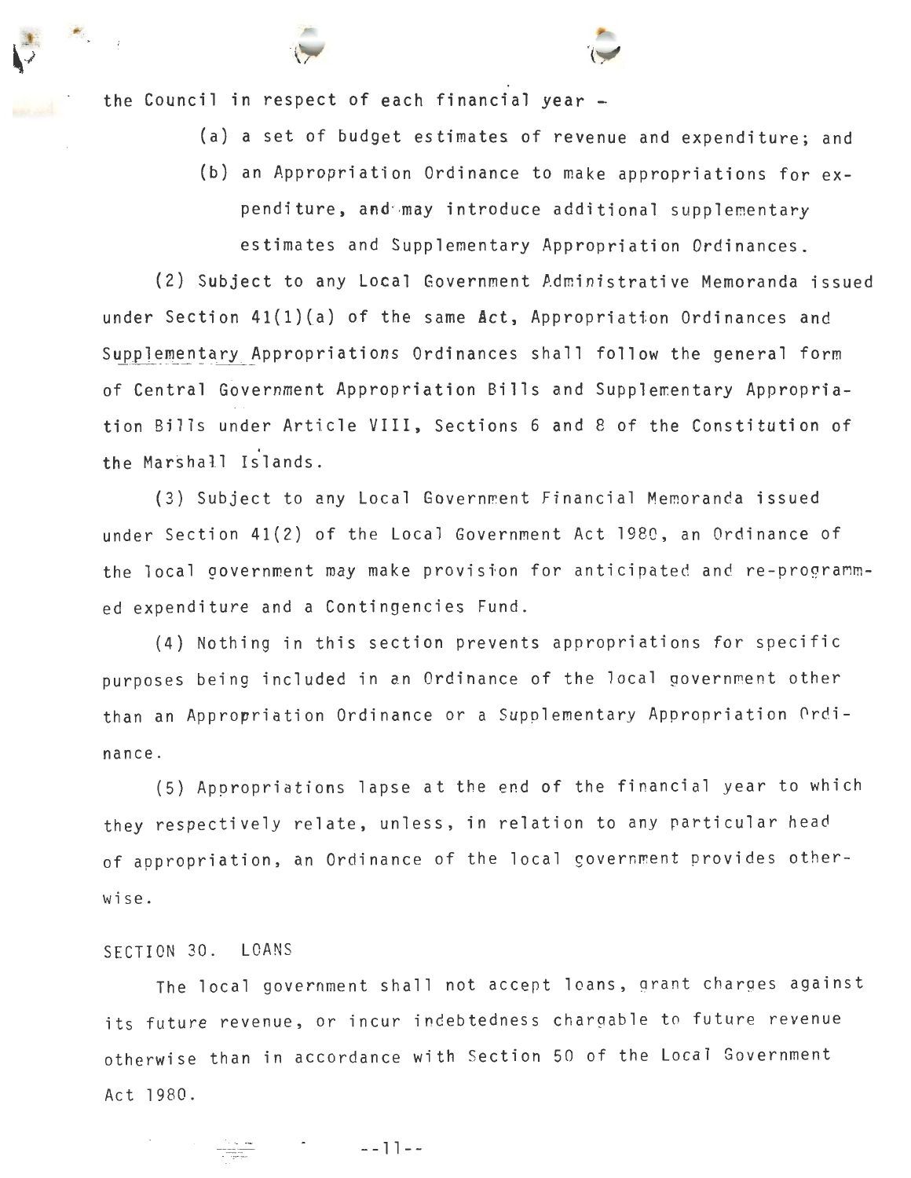the Council in respect of each financial year -

(a) a set of budget estimates of revenue and expenditure; and

(b) an Appropriation Ordinance to make appropriations for expenditure, and may introduce additional supplementary estimates and Supplementary Appropriation Ordinances.

(2) Subject to any Local Government Administrative Memoranda issued under Section 41(1)(a) of the same Act, Appropriation Ordinances and Supplementary Appropriations Ordinances shall follow the general form of Central Government Appropriation Bills and Supplementary Appropriation Bills under Article VIII, Sections 6 and 8 of the Constitution of the Marshall Islands.

(3) Subject to any Local Government Financial Memoranda issued under Section 41(2) of the Local Government Act 1980, an Ordinance of the local government may make provision for anticipated and re-programmed expenditure and a Contingencies Fund.

(4) Nothing in this section prevents appropriations for specific purposes being included in an Ordinance of the local government other than an Appropriation Ordinance or a Supplementary Appropriation Ordinance.

(5) Appropriations lapse at the end of the financial year to which they respectively relate, unless, in relation to any particular head of appropriation, an Ordinance of the local government provides otherwise.

SECTION 30. LOANS

The local government shall not accept loans, grant charges against its future revenue, or incur indebtedness chargable to future revenue otherwise than in accordance with Section 50 of the Local Government Act 1980.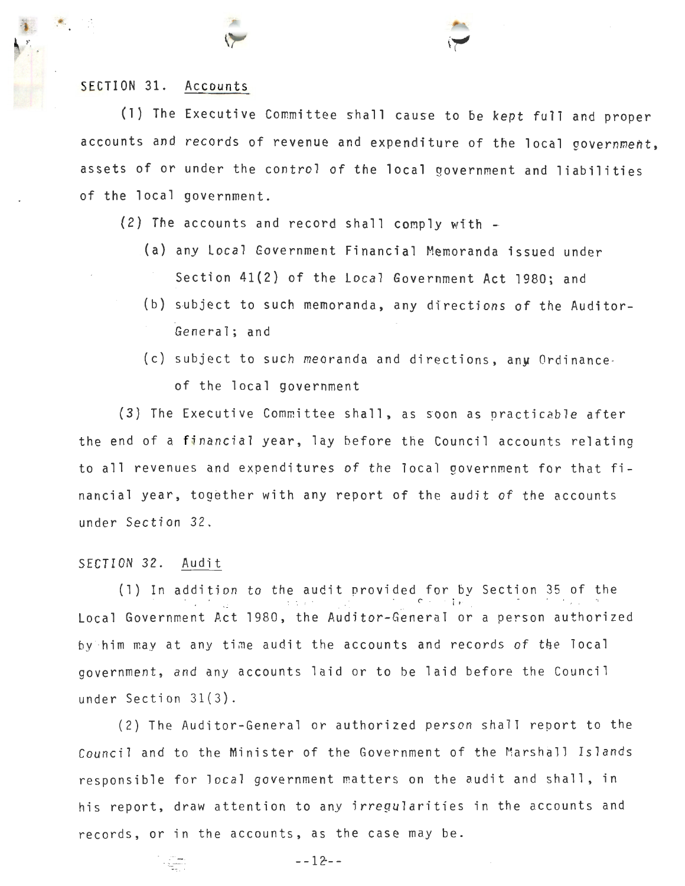SECTION 31. Accounts

(1) The Executive Committee shall cause to be kept full and proper accounts and records of revenue and expenditure of the local government, assets of or under the control of the local government and liabilities of the local government.

(2) The accounts and record shall comply with -

(a) any Local Government Financial Memoranda issued under Section 41(2) of the Local Government Act 1980; and

(b) subject to such memoranda, any directions of the Auditor-General; and

(c) subject to such meoranda and directions, any Ordinance of the local government

(3) The Executive Committee shall, as soon as practicable after the end of a financial year, lay before the Council accounts relating to all revenues and expenditures of the local government for that financial year, together with any report of the audit of the accounts under Section 32.

SECTION 32. Audit

(1) In addition to the audit provided for by Section 35 of the Local Government Act 1980, the Auditor-General or a person authorized by him may at any time audit the accounts and records of the local government, and any accounts laid or to be laid before the Council under Section 31(3).

(2) The Auditor-General or authorized person shall report to the Council and to the Minister of the Government of the Marshall Islands responsible for local government matters on the audit and shall, in his report, draw attention to any irregularities in the accounts and records, or in the accounts, as the case may be.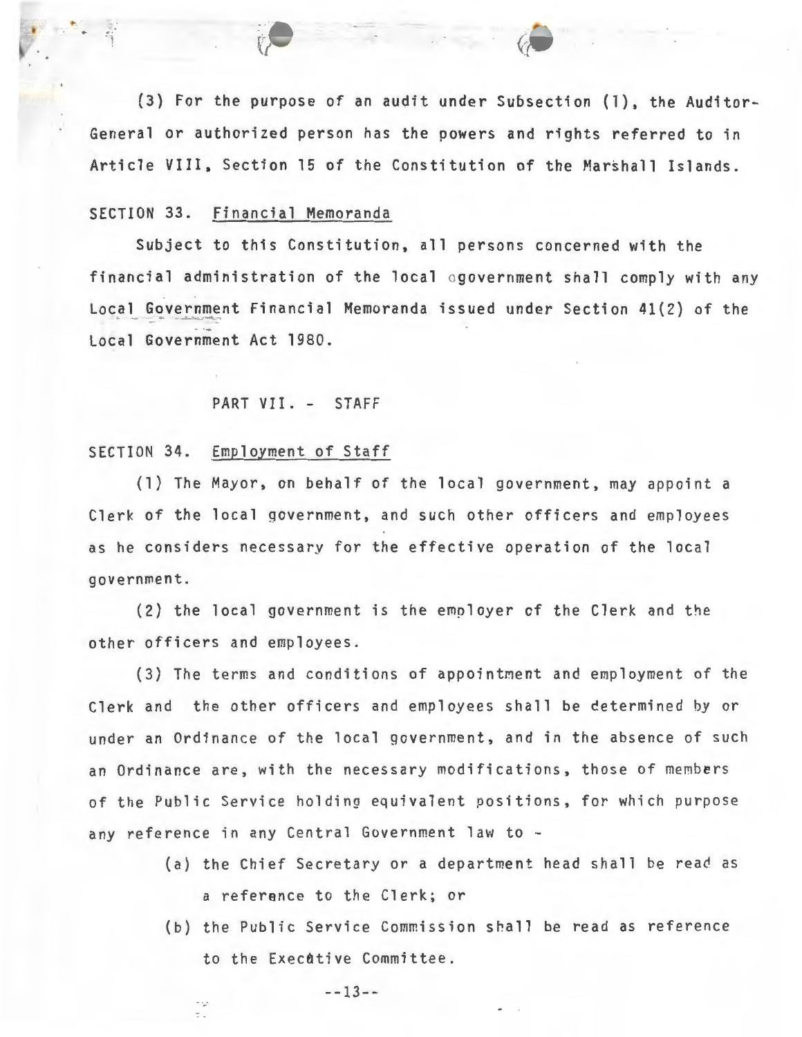(3) For the purpose of an audit under Subsection (1), the Auditor-General or authorized person has the powers and rights referred to in Article VIII, Section 15 of the Constitution of the Marshall Islands.

SECTION 33. Financial Memoranda

Subject to this Constitution, all persons concerned with the financial administration of the local ogovernment shall comply with any Local Government Financial Memoranda issued under Section 41(2) of the Local Government Act 1980.

PART VII. - STAFF

SECTION 34. Employment of Staff

(1) The Mayor, on behalf of the local government, may appoint a Clerk of the local government, and such other officers and employees as he considers necessary for the effective operation of the local government.

(2) the local government is the employer of the Clerk and the other officers and employees.

(3) The terms and conditions of appointment and employment of the Clerk and the other officers and employees shall be determined by or under an Ordinance of the local government, and in the absence of such an Ordinance are, with the necessary modifications, those of members of the Public Service holding equivalent positions, for which purpose any reference in any Central Government law to -

(a) the Chief Secretary or a department head shall be read as a reference to the Clerk; or

(b) the Public Service Commission shall be read as reference to the Execdtive Committee.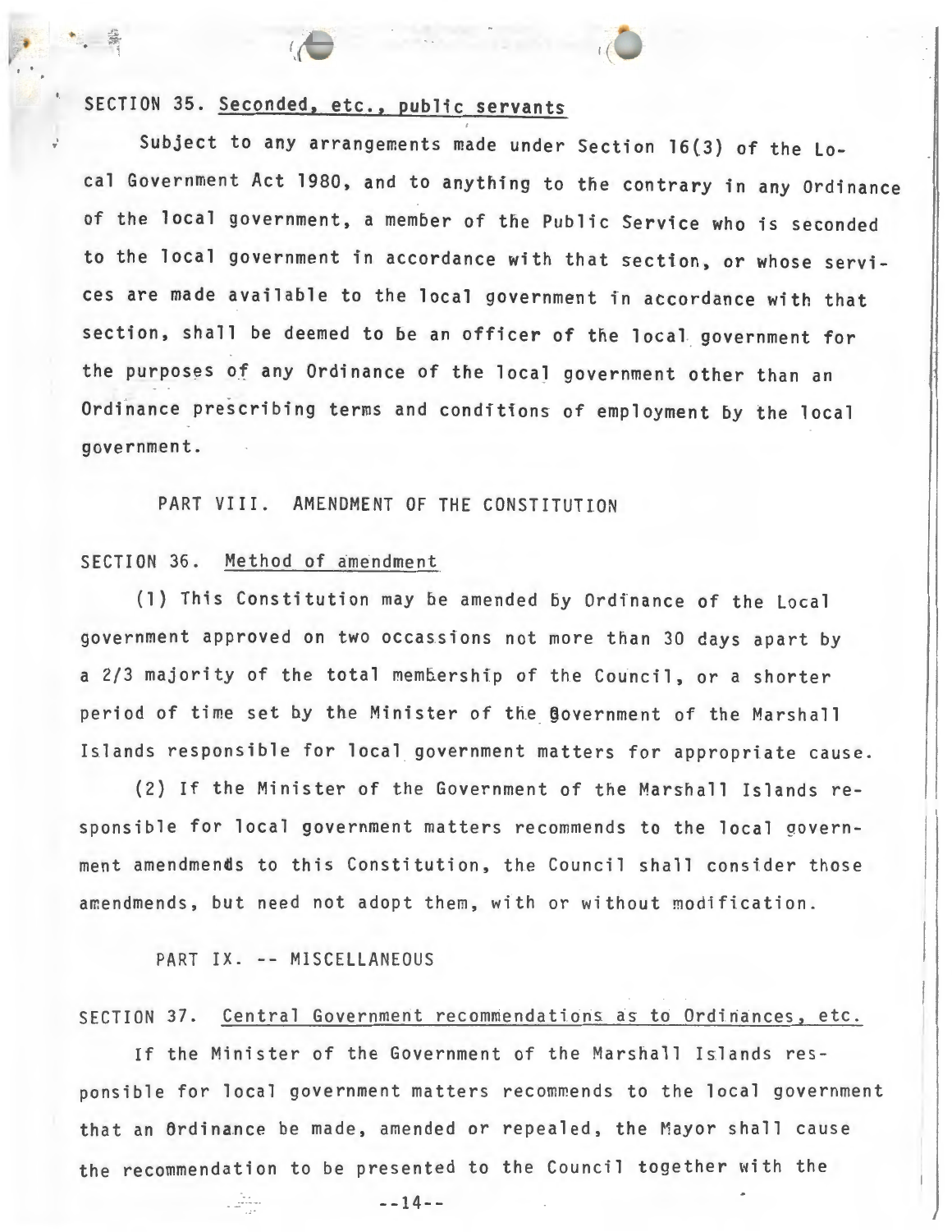SECTION 35. Seconded, etc., public servants

Subject to any arrangements made under Section 16(3) of the Local Government Act 1980, and to anything to the contrary in any Ordinance of the local government, a member of the Public Service who is seconded to the local government in accordance with that section, or whose services are made available to the local government in accordance with that section, shall be deemed to be an officer of the local government for the purposes of any Ordinance of the local government other than an Ordinance prescribing terms and conditions of employment by the local government.

## PART VIII. AMENDMENT OF THE CONSTITUTION

SECTION 36. Method of amendment

(1) This Constitution may be amended by Ordinance of the Local government approved on two occassions not more than 30 days apart by a 2/3 majority of the total membership of the Council, or a shorter period of time set by the Minister of the Government of the Marshall Islands responsible for local government matters for appropriate cause.

(2) If the Minister of the Government of the Marshall Islands responsible for local government matters recommends to the local government amendmends to this Constitution, the Council shall consider those amendmends, but need not adopt them, with or without modification.

## PART IX. -- MISCELLANEOUS

SECTION 37. Central Government recommendations as to Ordinances, etc.

If the Minister of the Government of the Marshall Islands responsible for local government matters recommends to the local government that an Ordinance be made, amended or repealed, the Mayor shall cause the recommendation to be presented to the Council together with the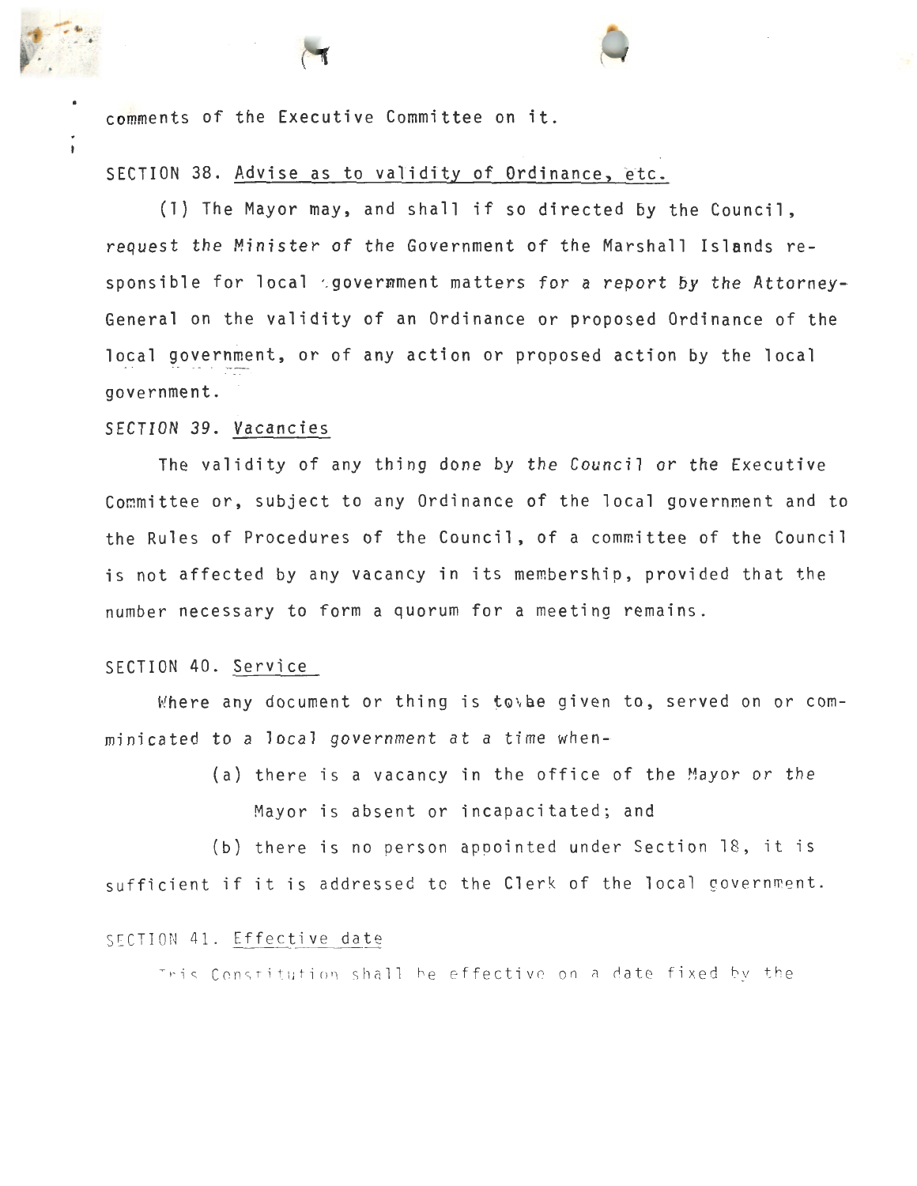comments of the Executive Committee on it.

SECTION 38. Advise as to validity of Ordinance, etc.

(1) The Mayor may, and shall if so directed by the Council, request the Minister of the Government of the Marshall Islands responsible for local government matters for a report by the Attorney-General on the validity of an Ordinance or proposed Ordinance of the local government, or of any action or proposed action by the local government.

SECTION 39. Vacancies

The validity of any thing done by the Council or the Executive Committee or, subject to any Ordinance of the local government and to the Rules of Procedures of the Council, of a committee of the Council is not affected by any vacancy in its membership, provided that the number necessary to form a quorum for a meeting remains.

SECTION 40. Service

Where any document or thing is to be given to, served on or comminicated to a local government at a time when-

(a) there is a vacancy in the office of the Mayor or the Mayor is absent or incapacitated; and

(b) there is no person appointed under Section 18, it is sufficient if it is addressed to the Clerk of the local government.

SECTION 41. Effective date

This Constitution shall be effective on a date fixed by the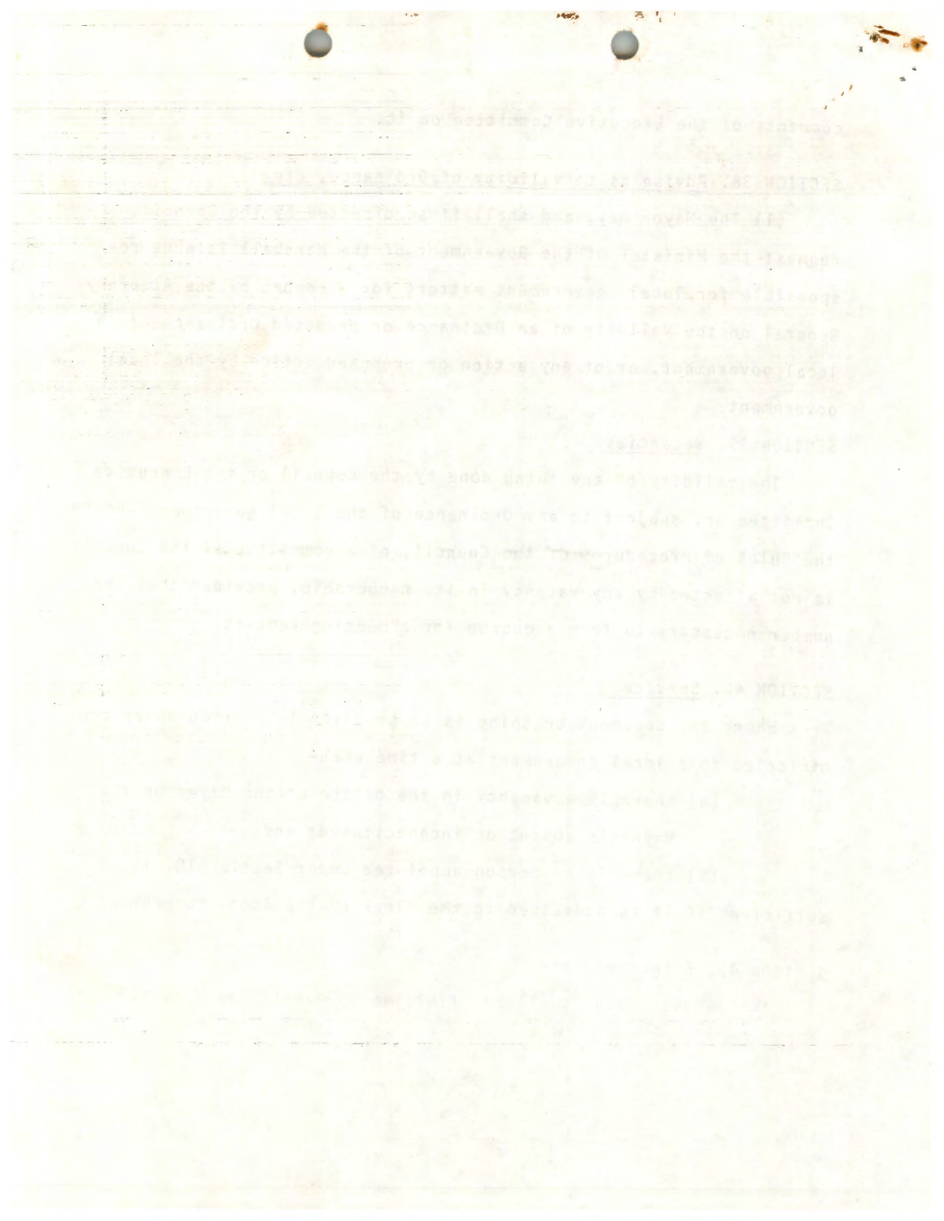consent of the Executive Committee on the

SECTION 38. Opinions on validity of Ordinances, etc.

(a) The Mayor may, and shall if so directed by the Council, request the Minister of the Government of the Marshall Islands responsible for local government matters for a request to the Attorney General on the validity of an Ordinance or proposed ordinance of the local government, or of any action or proposed action of the local government.

Section 39. Vacancies.

The validity of any thing done by the Council or the Executive Committee or, subject to any Ordinance of the local government, the Rules of Procedure of the Council, or a committee of the Council, is not affected by any vacancy in its membership, provided that the number of members in office is not less than a quorum of the Council.

SECTION 40. Service.

Where any document or thing is to be given, served or delivered to a local government at a time when

(a) there is a vacancy in the office of the Mayor; or

(b) ... Section 10 ...

... is delivered to the ...